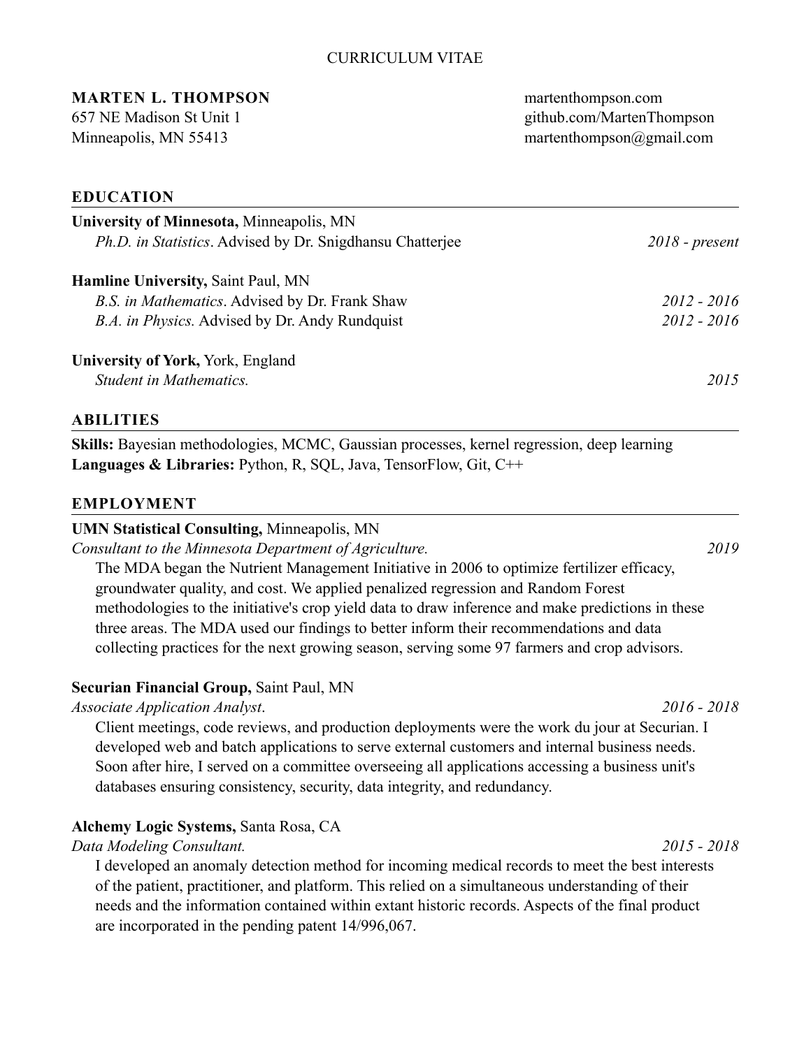CURRICULUM VITAE

**MARTEN L. THOMPSON**
657 NE Madison St Unit 1
Minneapolis, MN 55413

martenthompson.com
github.com/MartenThompson
martenthompson@gmail.com

## EDUCATION

**University of Minnesota,** Minneapolis, MN
*Ph.D. in Statistics*. Advised by Dr. Snigdhansu Chatterjee — *2018 - present*

**Hamline University,** Saint Paul, MN
*B.S. in Mathematics*. Advised by Dr. Frank Shaw — *2012 - 2016*
*B.A. in Physics.* Advised by Dr. Andy Rundquist — *2012 - 2016*

**University of York,** York, England
*Student in Mathematics.* — *2015*

## ABILITIES

**Skills:** Bayesian methodologies, MCMC, Gaussian processes, kernel regression, deep learning
**Languages & Libraries:** Python, R, SQL, Java, TensorFlow, Git, C++

## EMPLOYMENT

**UMN Statistical Consulting,** Minneapolis, MN
*Consultant to the Minnesota Department of Agriculture.* — *2019*

The MDA began the Nutrient Management Initiative in 2006 to optimize fertilizer efficacy, groundwater quality, and cost. We applied penalized regression and Random Forest methodologies to the initiative's crop yield data to draw inference and make predictions in these three areas. The MDA used our findings to better inform their recommendations and data collecting practices for the next growing season, serving some 97 farmers and crop advisors.

**Securian Financial Group,** Saint Paul, MN
*Associate Application Analyst*. — *2016 - 2018*

Client meetings, code reviews, and production deployments were the work du jour at Securian. I developed web and batch applications to serve external customers and internal business needs. Soon after hire, I served on a committee overseeing all applications accessing a business unit's databases ensuring consistency, security, data integrity, and redundancy.

**Alchemy Logic Systems,** Santa Rosa, CA
*Data Modeling Consultant.* — *2015 - 2018*

I developed an anomaly detection method for incoming medical records to meet the best interests of the patient, practitioner, and platform. This relied on a simultaneous understanding of their needs and the information contained within extant historic records. Aspects of the final product are incorporated in the pending patent 14/996,067.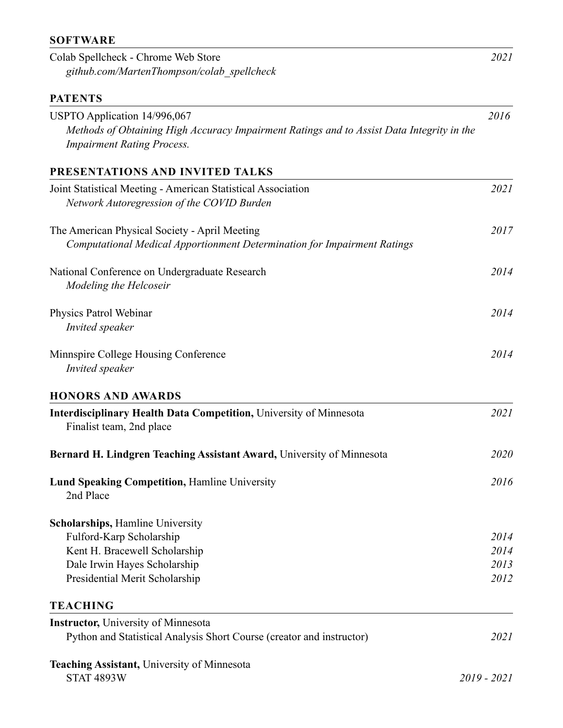## SOFTWARE

Colab Spellcheck - Chrome Web Store — *2021*
*github.com/MartenThompson/colab_spellcheck*

## PATENTS

USPTO Application 14/996,067 — *2016*
*Methods of Obtaining High Accuracy Impairment Ratings and to Assist Data Integrity in the Impairment Rating Process.*

## PRESENTATIONS AND INVITED TALKS

Joint Statistical Meeting - American Statistical Association — *2021*
*Network Autoregression of the COVID Burden*

The American Physical Society - April Meeting — *2017*
*Computational Medical Apportionment Determination for Impairment Ratings*

National Conference on Undergraduate Research — *2014*
*Modeling the Helcoseir*

Physics Patrol Webinar — *2014*
*Invited speaker*

Minnspire College Housing Conference — *2014*
*Invited speaker*

## HONORS AND AWARDS

**Interdisciplinary Health Data Competition,** University of Minnesota — *2021*
Finalist team, 2nd place

**Bernard H. Lindgren Teaching Assistant Award,** University of Minnesota — *2020*

**Lund Speaking Competition,** Hamline University — *2016*
2nd Place

**Scholarships,** Hamline University
- Fulford-Karp Scholarship — *2014*
- Kent H. Bracewell Scholarship — *2014*
- Dale Irwin Hayes Scholarship — *2013*
- Presidential Merit Scholarship — *2012*

## TEACHING

**Instructor,** University of Minnesota
Python and Statistical Analysis Short Course (creator and instructor) — *2021*

**Teaching Assistant,** University of Minnesota
STAT 4893W — *2019 - 2021*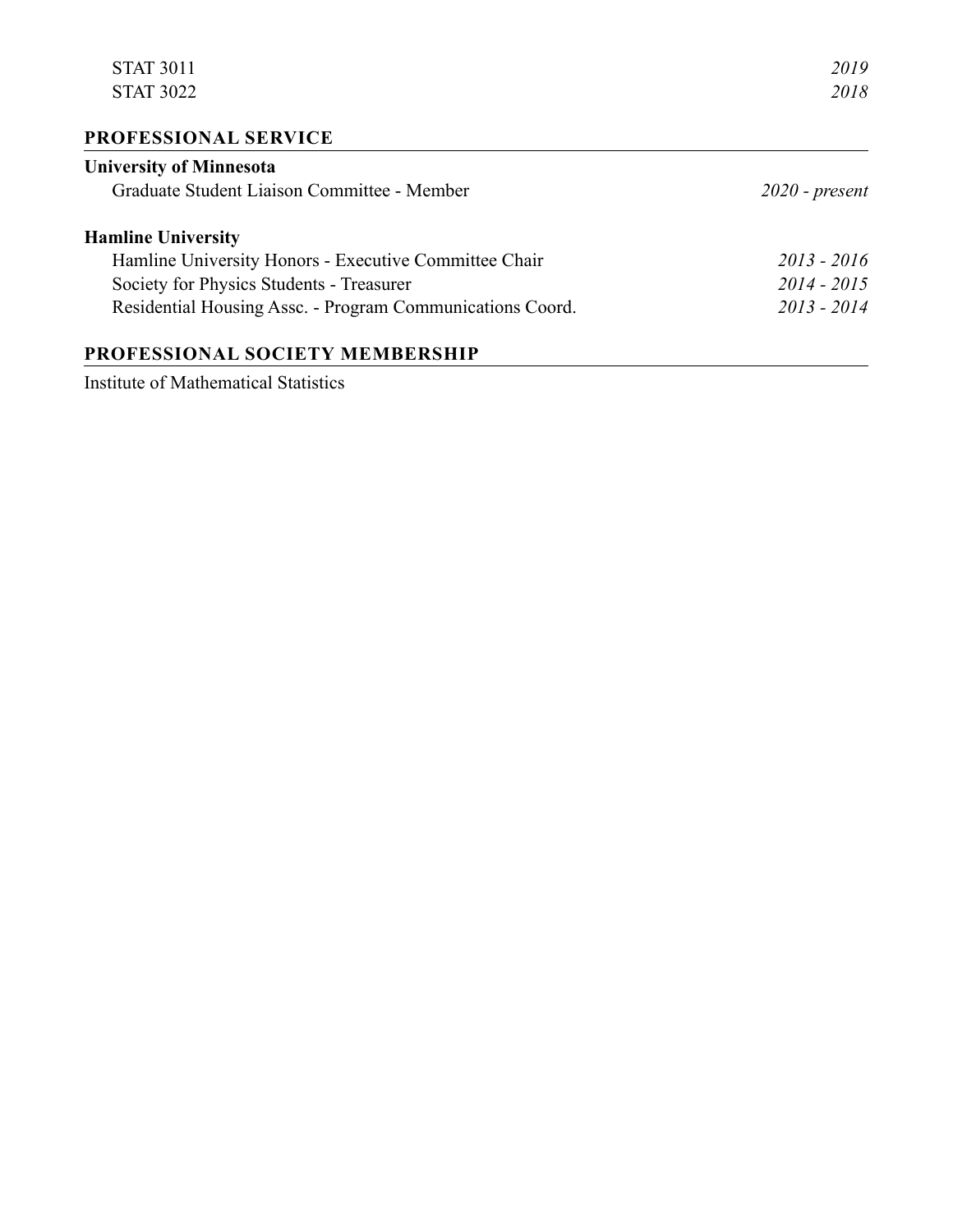STAT 3011 *2019*
STAT 3022 *2018*

## PROFESSIONAL SERVICE

**University of Minnesota**

Graduate Student Liaison Committee - Member *2020 - present*

**Hamline University**

Hamline University Honors - Executive Committee Chair *2013 - 2016*
Society for Physics Students - Treasurer *2014 - 2015*
Residential Housing Assc. - Program Communications Coord. *2013 - 2014*

## PROFESSIONAL SOCIETY MEMBERSHIP

Institute of Mathematical Statistics